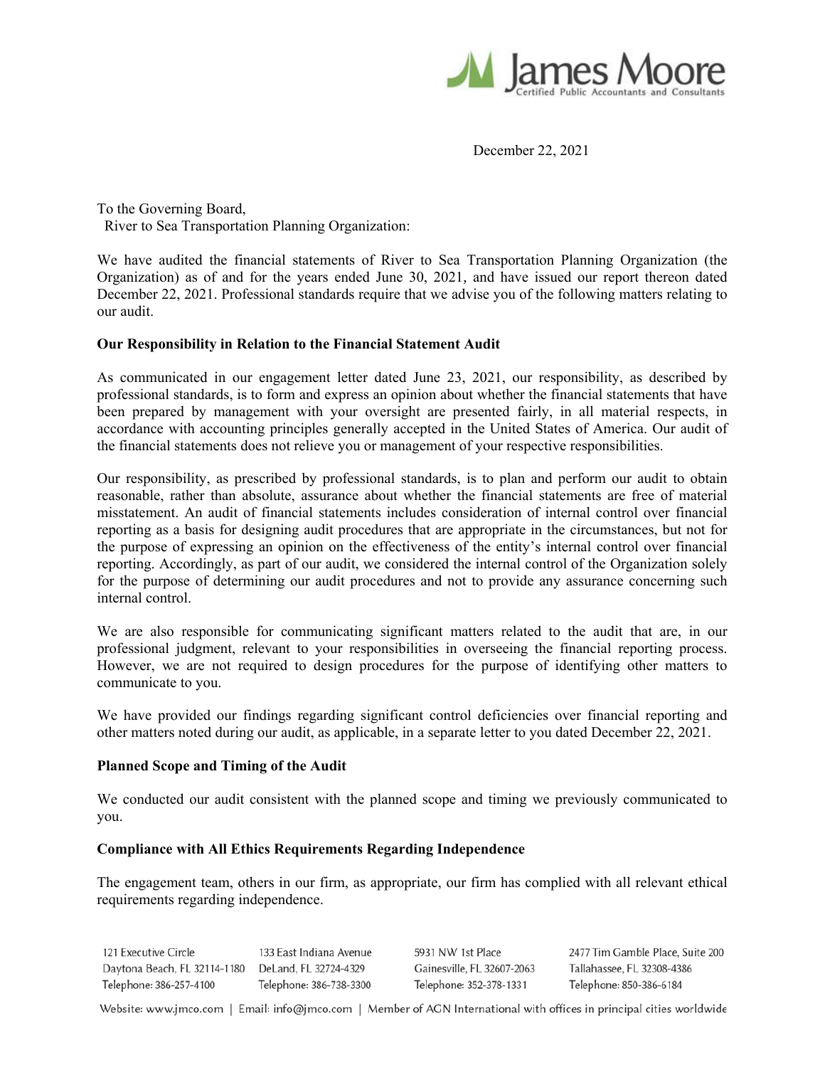December 22, 2021

To the Governing Board,
River to Sea Transportation Planning Organization:

We have audited the financial statements of River to Sea Transportation Planning Organization (the Organization) as of and for the years ended June 30, 2021, and have issued our report thereon dated December 22, 2021. Professional standards require that we advise you of the following matters relating to our audit.

**Our Responsibility in Relation to the Financial Statement Audit**

As communicated in our engagement letter dated June 23, 2021, our responsibility, as described by professional standards, is to form and express an opinion about whether the financial statements that have been prepared by management with your oversight are presented fairly, in all material respects, in accordance with accounting principles generally accepted in the United States of America. Our audit of the financial statements does not relieve you or management of your respective responsibilities.

Our responsibility, as prescribed by professional standards, is to plan and perform our audit to obtain reasonable, rather than absolute, assurance about whether the financial statements are free of material misstatement. An audit of financial statements includes consideration of internal control over financial reporting as a basis for designing audit procedures that are appropriate in the circumstances, but not for the purpose of expressing an opinion on the effectiveness of the entity's internal control over financial reporting. Accordingly, as part of our audit, we considered the internal control of the Organization solely for the purpose of determining our audit procedures and not to provide any assurance concerning such internal control.

We are also responsible for communicating significant matters related to the audit that are, in our professional judgment, relevant to your responsibilities in overseeing the financial reporting process. However, we are not required to design procedures for the purpose of identifying other matters to communicate to you.

We have provided our findings regarding significant control deficiencies over financial reporting and other matters noted during our audit, as applicable, in a separate letter to you dated December 22, 2021.

**Planned Scope and Timing of the Audit**

We conducted our audit consistent with the planned scope and timing we previously communicated to you.

**Compliance with All Ethics Requirements Regarding Independence**

The engagement team, others in our firm, as appropriate, our firm has complied with all relevant ethical requirements regarding independence.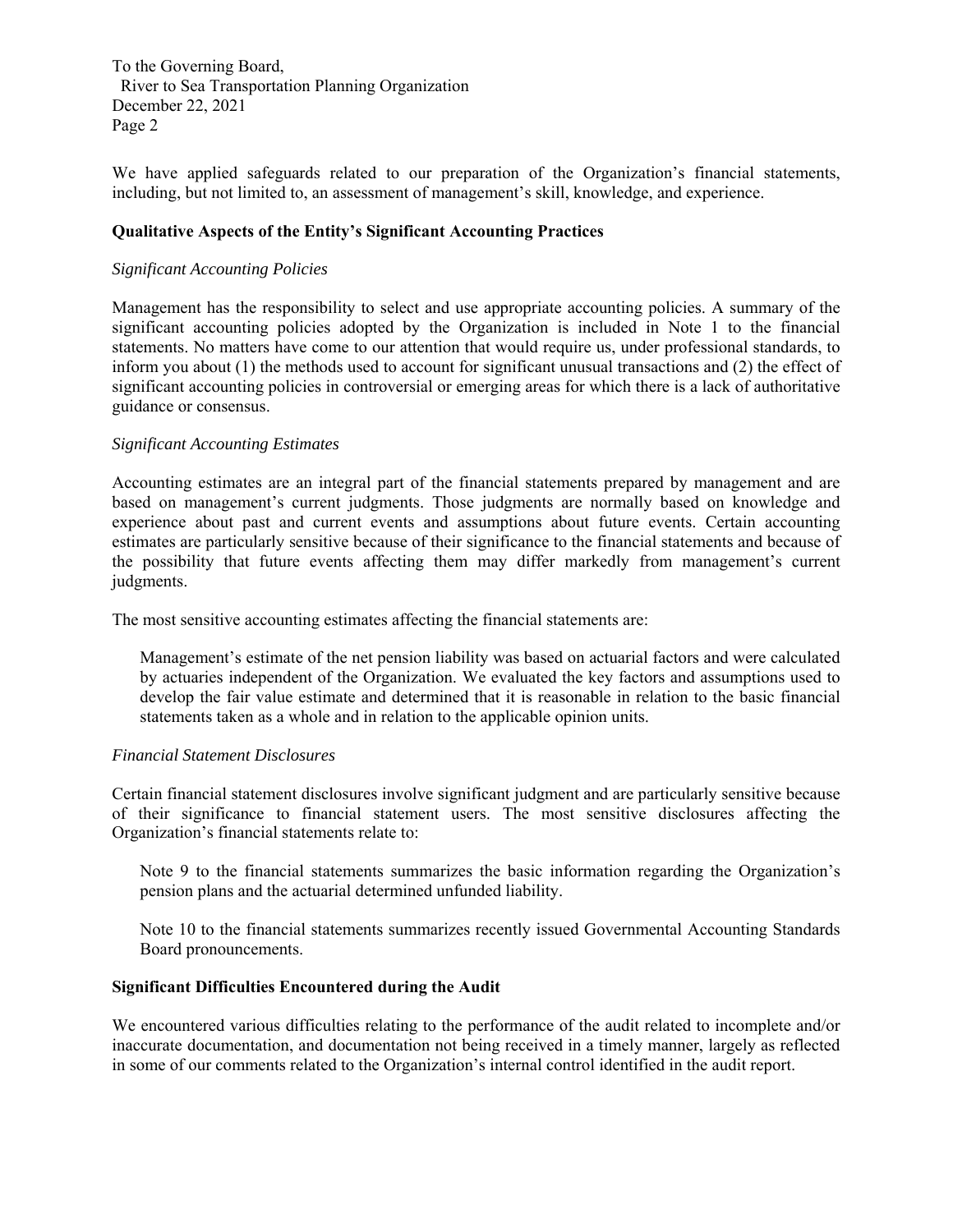We have applied safeguards related to our preparation of the Organization's financial statements, including, but not limited to, an assessment of management's skill, knowledge, and experience.

**Qualitative Aspects of the Entity's Significant Accounting Practices**

*Significant Accounting Policies*

Management has the responsibility to select and use appropriate accounting policies. A summary of the significant accounting policies adopted by the Organization is included in Note 1 to the financial statements. No matters have come to our attention that would require us, under professional standards, to inform you about (1) the methods used to account for significant unusual transactions and (2) the effect of significant accounting policies in controversial or emerging areas for which there is a lack of authoritative guidance or consensus.

*Significant Accounting Estimates*

Accounting estimates are an integral part of the financial statements prepared by management and are based on management's current judgments. Those judgments are normally based on knowledge and experience about past and current events and assumptions about future events. Certain accounting estimates are particularly sensitive because of their significance to the financial statements and because of the possibility that future events affecting them may differ markedly from management's current judgments.

The most sensitive accounting estimates affecting the financial statements are:

> Management's estimate of the net pension liability was based on actuarial factors and were calculated by actuaries independent of the Organization. We evaluated the key factors and assumptions used to develop the fair value estimate and determined that it is reasonable in relation to the basic financial statements taken as a whole and in relation to the applicable opinion units.

*Financial Statement Disclosures*

Certain financial statement disclosures involve significant judgment and are particularly sensitive because of their significance to financial statement users. The most sensitive disclosures affecting the Organization's financial statements relate to:

> Note 9 to the financial statements summarizes the basic information regarding the Organization's pension plans and the actuarial determined unfunded liability.
>
> Note 10 to the financial statements summarizes recently issued Governmental Accounting Standards Board pronouncements.

**Significant Difficulties Encountered during the Audit**

We encountered various difficulties relating to the performance of the audit related to incomplete and/or inaccurate documentation, and documentation not being received in a timely manner, largely as reflected in some of our comments related to the Organization's internal control identified in the audit report.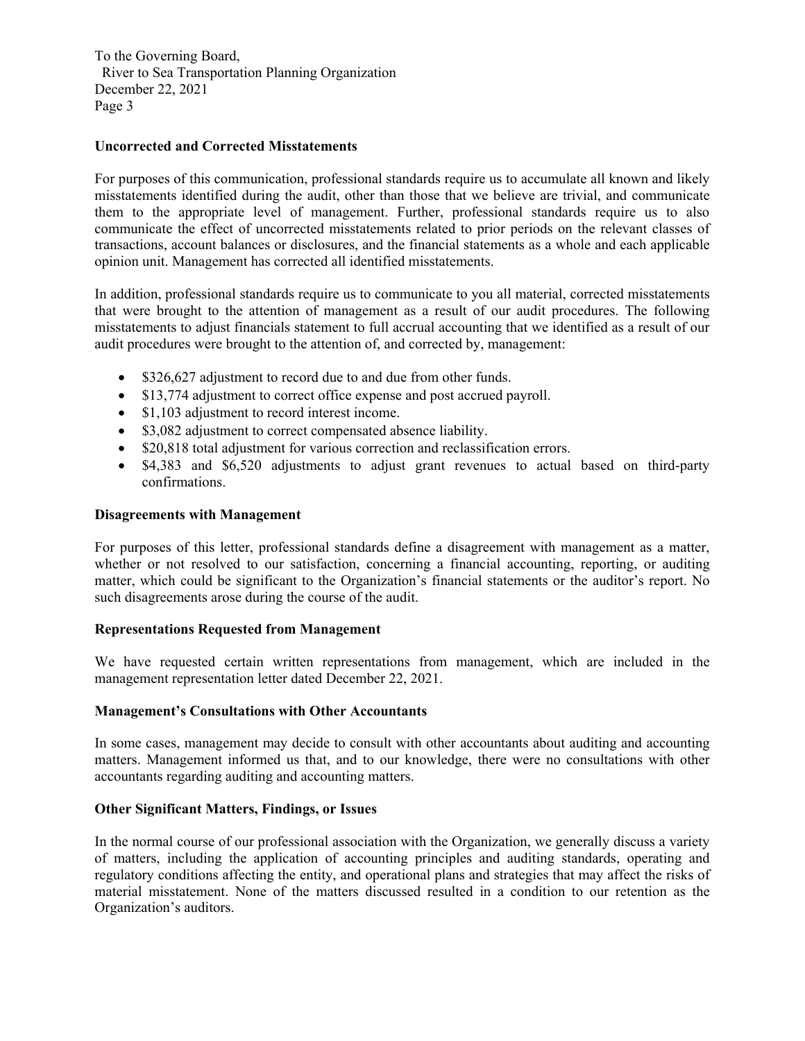To the Governing Board,
River to Sea Transportation Planning Organization
December 22, 2021

**Uncorrected and Corrected Misstatements**

For purposes of this communication, professional standards require us to accumulate all known and likely misstatements identified during the audit, other than those that we believe are trivial, and communicate them to the appropriate level of management. Further, professional standards require us to also communicate the effect of uncorrected misstatements related to prior periods on the relevant classes of transactions, account balances or disclosures, and the financial statements as a whole and each applicable opinion unit. Management has corrected all identified misstatements.

In addition, professional standards require us to communicate to you all material, corrected misstatements that were brought to the attention of management as a result of our audit procedures. The following misstatements to adjust financials statement to full accrual accounting that we identified as a result of our audit procedures were brought to the attention of, and corrected by, management:

- $326,627 adjustment to record due to and due from other funds.
- $13,774 adjustment to correct office expense and post accrued payroll.
- $1,103 adjustment to record interest income.
- $3,082 adjustment to correct compensated absence liability.
- $20,818 total adjustment for various correction and reclassification errors.
- $4,383 and $6,520 adjustments to adjust grant revenues to actual based on third-party confirmations.

**Disagreements with Management**

For purposes of this letter, professional standards define a disagreement with management as a matter, whether or not resolved to our satisfaction, concerning a financial accounting, reporting, or auditing matter, which could be significant to the Organization's financial statements or the auditor's report. No such disagreements arose during the course of the audit.

**Representations Requested from Management**

We have requested certain written representations from management, which are included in the management representation letter dated December 22, 2021.

**Management's Consultations with Other Accountants**

In some cases, management may decide to consult with other accountants about auditing and accounting matters. Management informed us that, and to our knowledge, there were no consultations with other accountants regarding auditing and accounting matters.

**Other Significant Matters, Findings, or Issues**

In the normal course of our professional association with the Organization, we generally discuss a variety of matters, including the application of accounting principles and auditing standards, operating and regulatory conditions affecting the entity, and operational plans and strategies that may affect the risks of material misstatement. None of the matters discussed resulted in a condition to our retention as the Organization's auditors.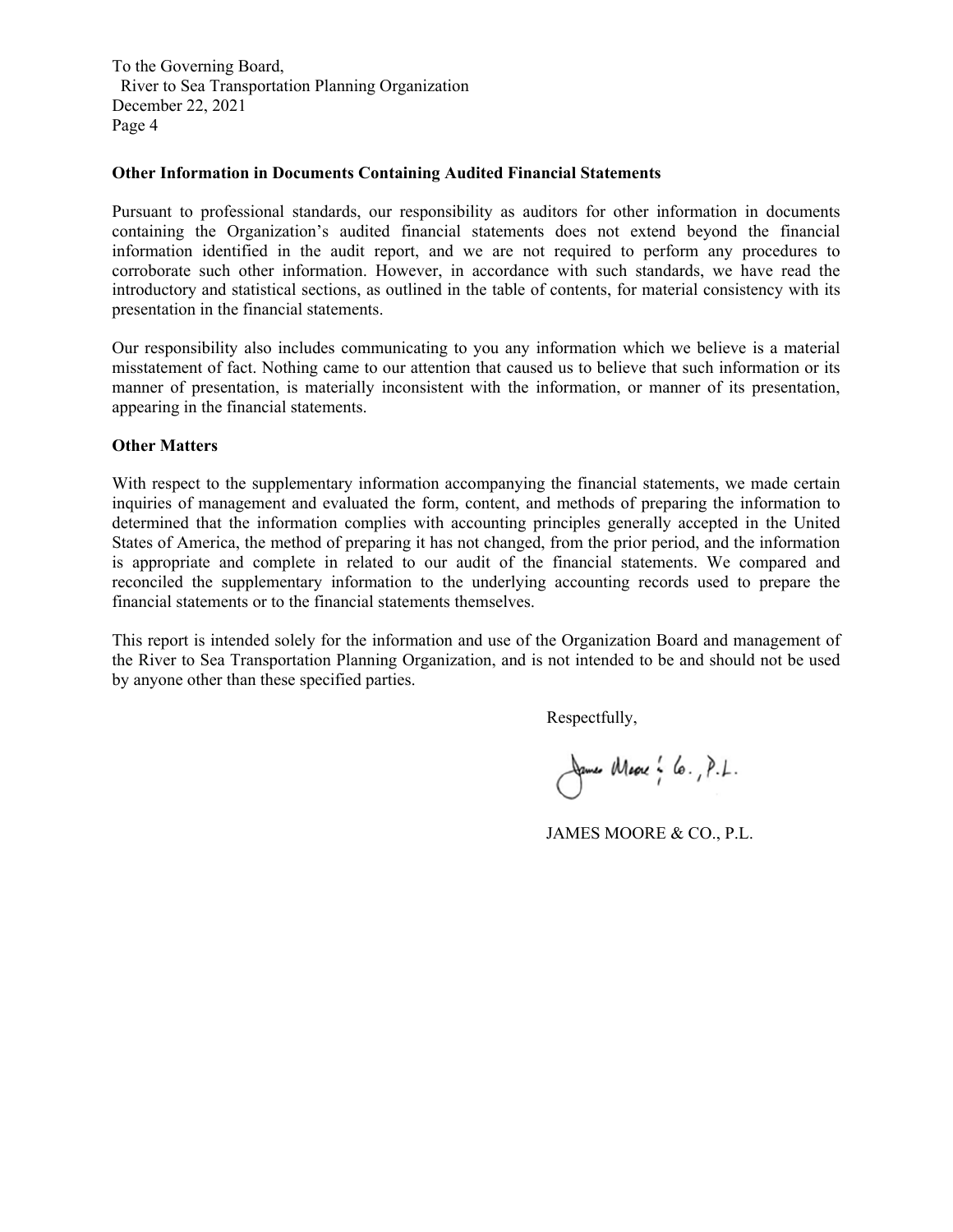To the Governing Board,
River to Sea Transportation Planning Organization
December 22, 2021
Page 4

**Other Information in Documents Containing Audited Financial Statements**

Pursuant to professional standards, our responsibility as auditors for other information in documents containing the Organization's audited financial statements does not extend beyond the financial information identified in the audit report, and we are not required to perform any procedures to corroborate such other information. However, in accordance with such standards, we have read the introductory and statistical sections, as outlined in the table of contents, for material consistency with its presentation in the financial statements.

Our responsibility also includes communicating to you any information which we believe is a material misstatement of fact. Nothing came to our attention that caused us to believe that such information or its manner of presentation, is materially inconsistent with the information, or manner of its presentation, appearing in the financial statements.

**Other Matters**

With respect to the supplementary information accompanying the financial statements, we made certain inquiries of management and evaluated the form, content, and methods of preparing the information to determined that the information complies with accounting principles generally accepted in the United States of America, the method of preparing it has not changed, from the prior period, and the information is appropriate and complete in related to our audit of the financial statements. We compared and reconciled the supplementary information to the underlying accounting records used to prepare the financial statements or to the financial statements themselves.

This report is intended solely for the information and use of the Organization Board and management of the River to Sea Transportation Planning Organization, and is not intended to be and should not be used by anyone other than these specified parties.

Respectfully,

James Moore & Co., P.L.

JAMES MOORE & CO., P.L.